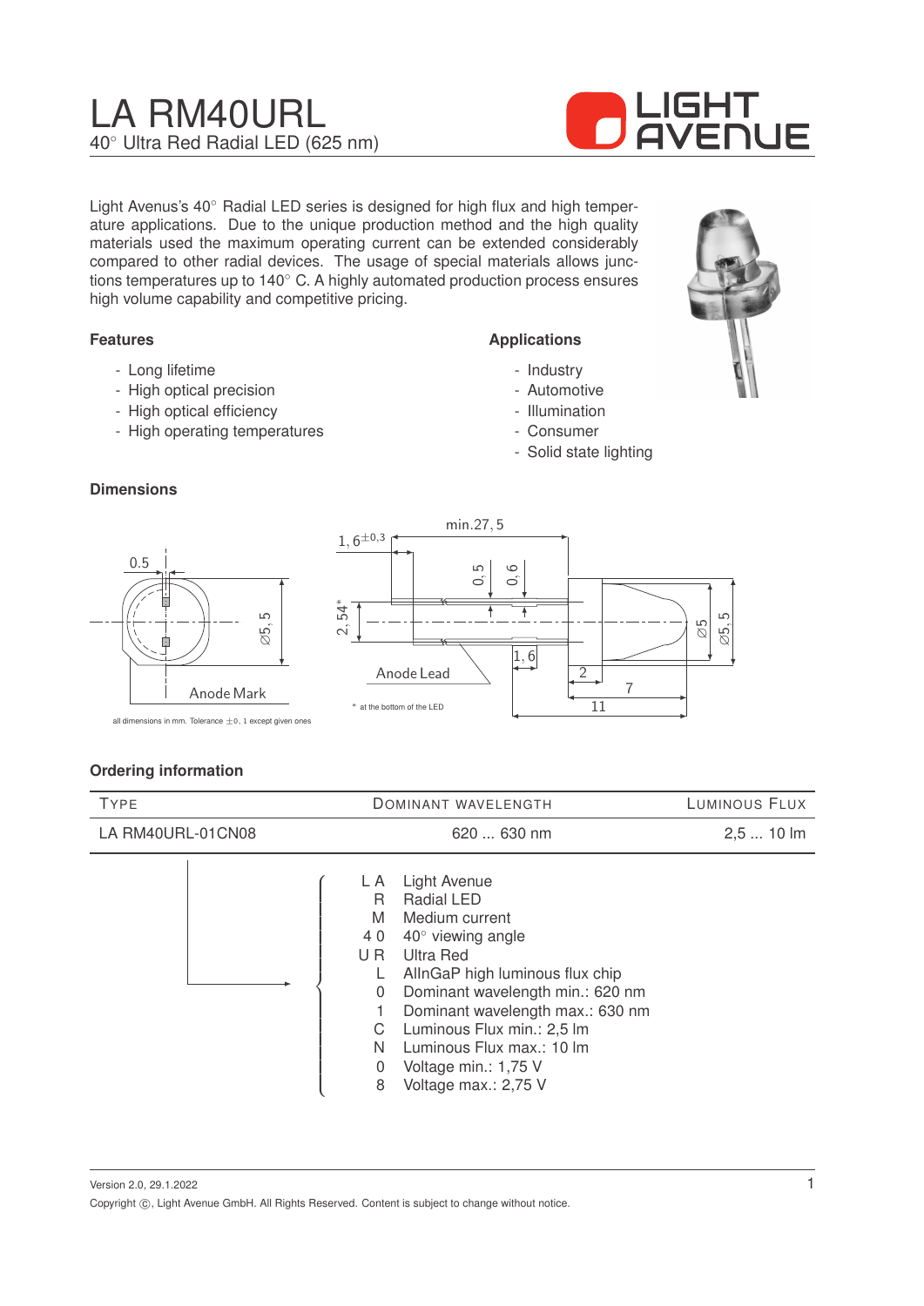# LA RM40URL

40° Ultra Red Radial LED (625 nm)

Light Avenus's 40° Radial LED series is designed for high flux and high temperature applications. Due to the unique production method and the high quality materials used the maximum operating current can be extended considerably compared to other radial devices. The usage of special materials allows junctions temperatures up to 140° C. A highly automated production process ensures high volume capability and competitive pricing.

### Features

- Long lifetime
- High optical precision
- High optical efficiency
- High operating temperatures

### Applications

- Industry
- Automotive
- Illumination
- Consumer
- Solid state lighting

### Dimensions

all dimensions in mm. Tolerance ±0, 1 except given ones

* at the bottom of the LED

### Ordering information

| TYPE | DOMINANT WAVELENGTH | LUMINOUS FLUX |
|---|---|---|
| LA RM40URL-01CN08 | 620 ... 630 nm | 2,5 ... 10 lm |

| Code | Meaning |
|---|---|
| L A | Light Avenue |
| R | Radial LED |
| M | Medium current |
| 4 0 | 40° viewing angle |
| U R | Ultra Red |
| L | AlInGaP high luminous flux chip |
| 0 | Dominant wavelength min.: 620 nm |
| 1 | Dominant wavelength max.: 630 nm |
| C | Luminous Flux min.: 2,5 lm |
| N | Luminous Flux max.: 10 lm |
| 0 | Voltage min.: 1,75 V |
| 8 | Voltage max.: 2,75 V |

Version 2.0, 29.1.2022

Copyright ©, Light Avenue GmbH. All Rights Reserved. Content is subject to change without notice.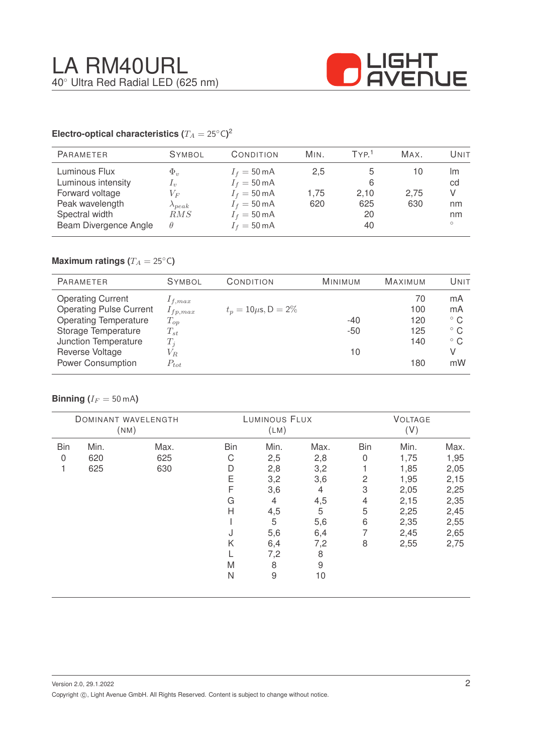# LA RM40URL

40° Ultra Red Radial LED (625 nm)

### Electro-optical characteristics ($T_A = 25°C$)[2]

| Parameter | Symbol | Condition | Min. | Typ.[1] | Max. | Unit |
|---|---|---|---|---|---|---|
| Luminous Flux | $\Phi_v$ | $I_f = 50\,\text{mA}$ | 2,5 | 5 | 10 | lm |
| Luminous intensity | $I_v$ | $I_f = 50\,\text{mA}$ | | 6 | | cd |
| Forward voltage | $V_F$ | $I_f = 50\,\text{mA}$ | 1,75 | 2,10 | 2,75 | V |
| Peak wavelength | $\lambda_{peak}$ | $I_f = 50\,\text{mA}$ | 620 | 625 | 630 | nm |
| Spectral width | $RMS$ | $I_f = 50\,\text{mA}$ | | 20 | | nm |
| Beam Divergence Angle | $\theta$ | $I_f = 50\,\text{mA}$ | | 40 | | ° |

### Maximum ratings ($T_A = 25°C$)

| Parameter | Symbol | Condition | Minimum | Maximum | Unit |
|---|---|---|---|---|---|
| Operating Current | $I_{f,max}$ | | | 70 | mA |
| Operating Pulse Current | $I_{fp,max}$ | $t_p = 10\mu s$, D = 2% | | 100 | mA |
| Operating Temperature | $T_{op}$ | | -40 | 120 | ° C |
| Storage Temperature | $T_{st}$ | | -50 | 125 | ° C |
| Junction Temperature | $T_j$ | | | 140 | ° C |
| Reverse Voltage | $V_R$ | | 10 | | V |
| Power Consumption | $P_{tot}$ | | | 180 | mW |

### Binning ($I_F = 50\,\text{mA}$)

| Dominant wavelength (nm) | | | Luminous Flux (lm) | | | Voltage (V) | | |
|---|---|---|---|---|---|---|---|---|
| Bin | Min. | Max. | Bin | Min. | Max. | Bin | Min. | Max. |
| 0 | 620 | 625 | C | 2,5 | 2,8 | 0 | 1,75 | 1,95 |
| 1 | 625 | 630 | D | 2,8 | 3,2 | 1 | 1,85 | 2,05 |
| | | | E | 3,2 | 3,6 | 2 | 1,95 | 2,15 |
| | | | F | 3,6 | 4 | 3 | 2,05 | 2,25 |
| | | | G | 4 | 4,5 | 4 | 2,15 | 2,35 |
| | | | H | 4,5 | 5 | 5 | 2,25 | 2,45 |
| | | | I | 5 | 5,6 | 6 | 2,35 | 2,55 |
| | | | J | 5,6 | 6,4 | 7 | 2,45 | 2,65 |
| | | | K | 6,4 | 7,2 | 8 | 2,55 | 2,75 |
| | | | L | 7,2 | 8 | | | |
| | | | M | 8 | 9 | | | |
| | | | N | 9 | 10 | | | |

Version 2.0, 29.1.2022

Copyright ©, Light Avenue GmbH. All Rights Reserved. Content is subject to change without notice.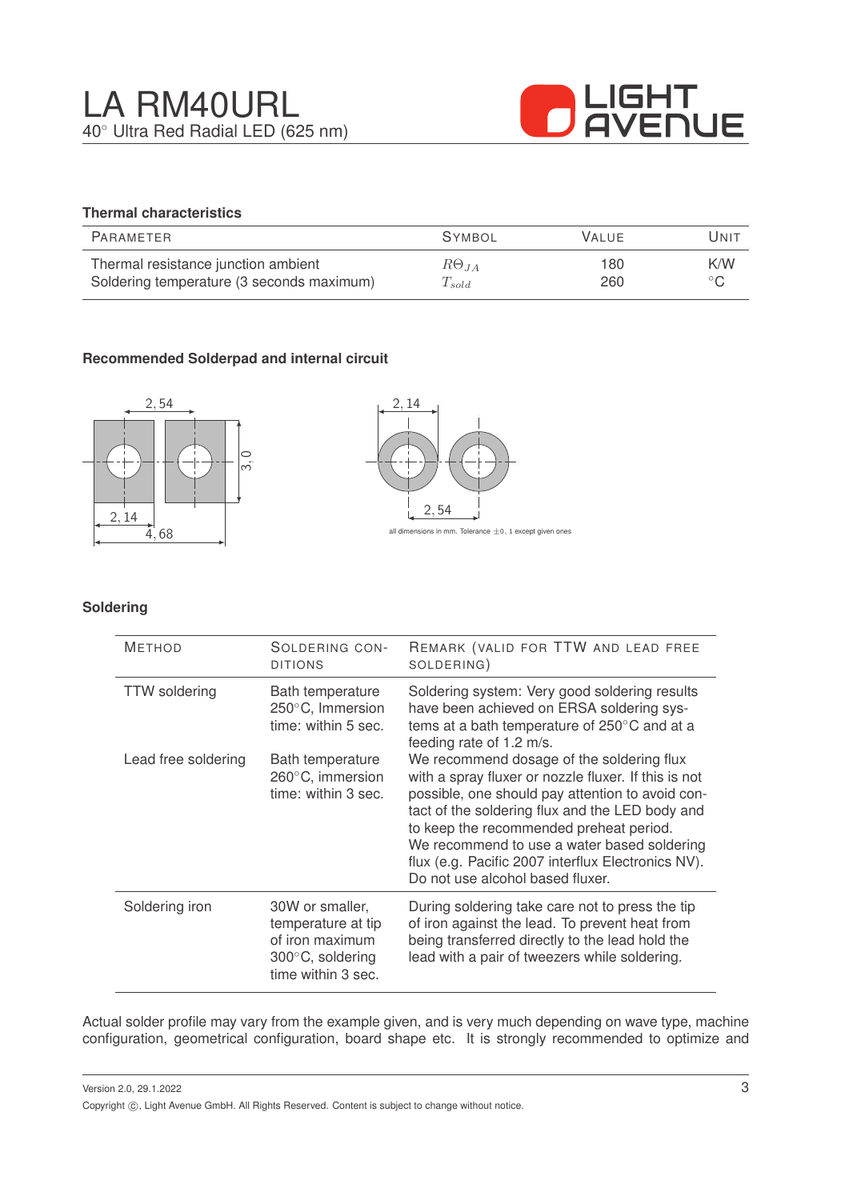### Thermal characteristics

| Parameter | Symbol | Value | Unit |
|---|---|---|---|
| Thermal resistance junction ambient | $R\Theta_{JA}$ | 180 | K/W |
| Soldering temperature (3 seconds maximum) | $T_{sold}$ | 260 | °C |

### Recommended Solderpad and internal circuit

all dimensions in mm. Tolerance ±0, 1 except given ones

### Soldering

| Method | Soldering conditions | Remark (valid for TTW and lead free soldering) |
|---|---|---|
| TTW soldering | Bath temperature 250°C, Immersion time: within 5 sec. | Soldering system: Very good soldering results have been achieved on ERSA soldering systems at a bath temperature of 250°C and at a feeding rate of 1.2 m/s. |
| Lead free soldering | Bath temperature 260°C, immersion time: within 3 sec. | We recommend dosage of the soldering flux with a spray fluxer or nozzle fluxer. If this is not possible, one should pay attention to avoid contact of the soldering flux and the LED body and to keep the recommended preheat period. We recommend to use a water based soldering flux (e.g. Pacific 2007 interflux Electronics NV). Do not use alcohol based fluxer. |
| Soldering iron | 30W or smaller, temperature at tip of iron maximum 300°C, soldering time within 3 sec. | During soldering take care not to press the tip of iron against the lead. To prevent heat from being transferred directly to the lead hold the lead with a pair of tweezers while soldering. |

Actual solder profile may vary from the example given, and is very much depending on wave type, machine configuration, geometrical configuration, board shape etc. It is strongly recommended to optimize and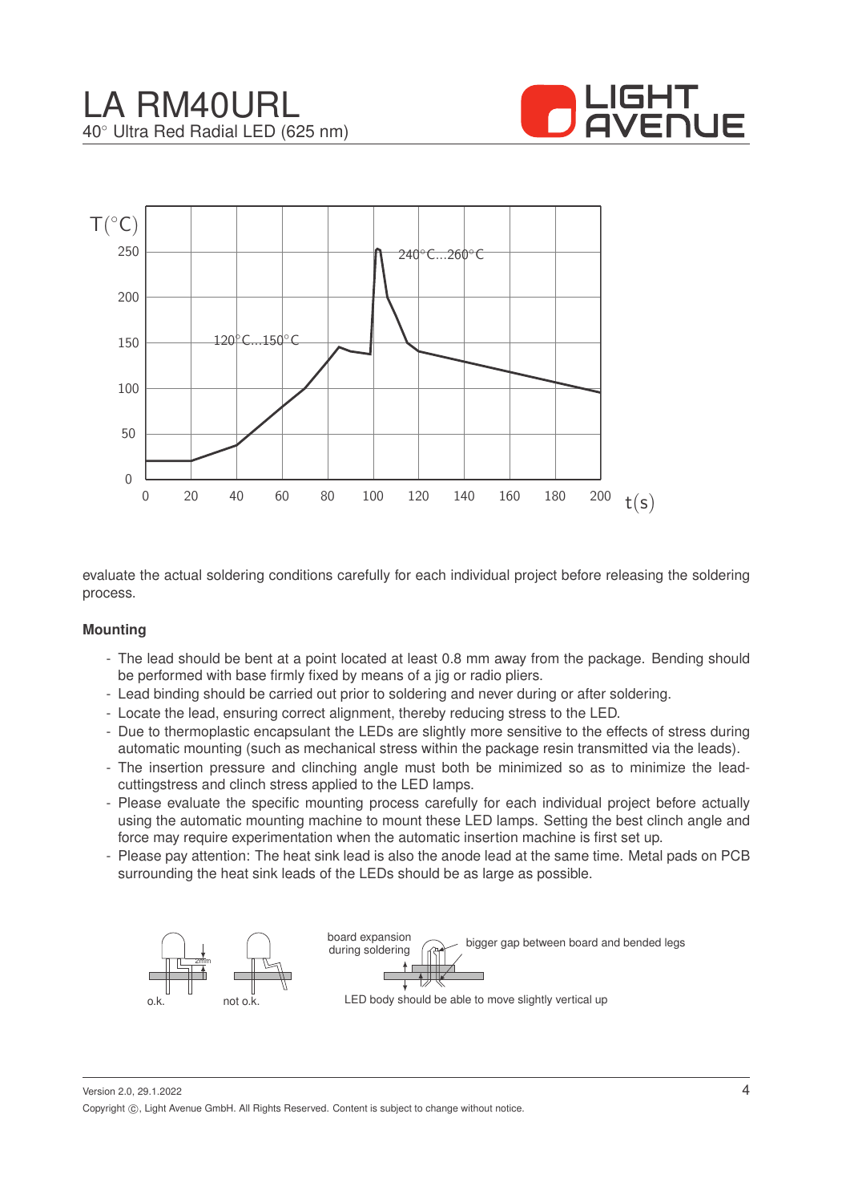evaluate the actual soldering conditions carefully for each individual project before releasing the soldering process.

**Mounting**

- The lead should be bent at a point located at least 0.8 mm away from the package. Bending should be performed with base firmly fixed by means of a jig or radio pliers.
- Lead binding should be carried out prior to soldering and never during or after soldering.
- Locate the lead, ensuring correct alignment, thereby reducing stress to the LED.
- Due to thermoplastic encapsulant the LEDs are slightly more sensitive to the effects of stress during automatic mounting (such as mechanical stress within the package resin transmitted via the leads).
- The insertion pressure and clinching angle must both be minimized so as to minimize the lead-cuttingstress and clinch stress applied to the LED lamps.
- Please evaluate the specific mounting process carefully for each individual project before actually using the automatic mounting machine to mount these LED lamps. Setting the best clinch angle and force may require experimentation when the automatic insertion machine is first set up.
- Please pay attention: The heat sink lead is also the anode lead at the same time. Metal pads on PCB surrounding the heat sink leads of the LEDs should be as large as possible.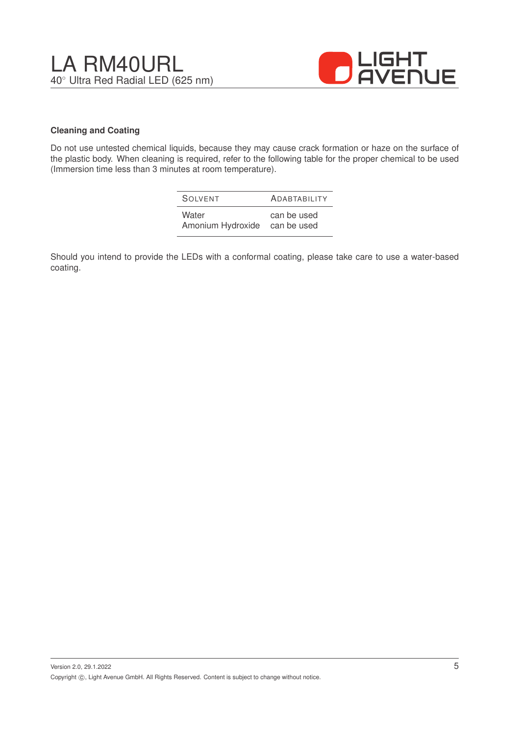#### Cleaning and Coating

Do not use untested chemical liquids, because they may cause crack formation or haze on the surface of the plastic body. When cleaning is required, refer to the following table for the proper chemical to be used (Immersion time less than 3 minutes at room temperature).

| SOLVENT | ADABTABILITY |
| --- | --- |
| Water | can be used |
| Amonium Hydroxide | can be used |

Should you intend to provide the LEDs with a conformal coating, please take care to use a water-based coating.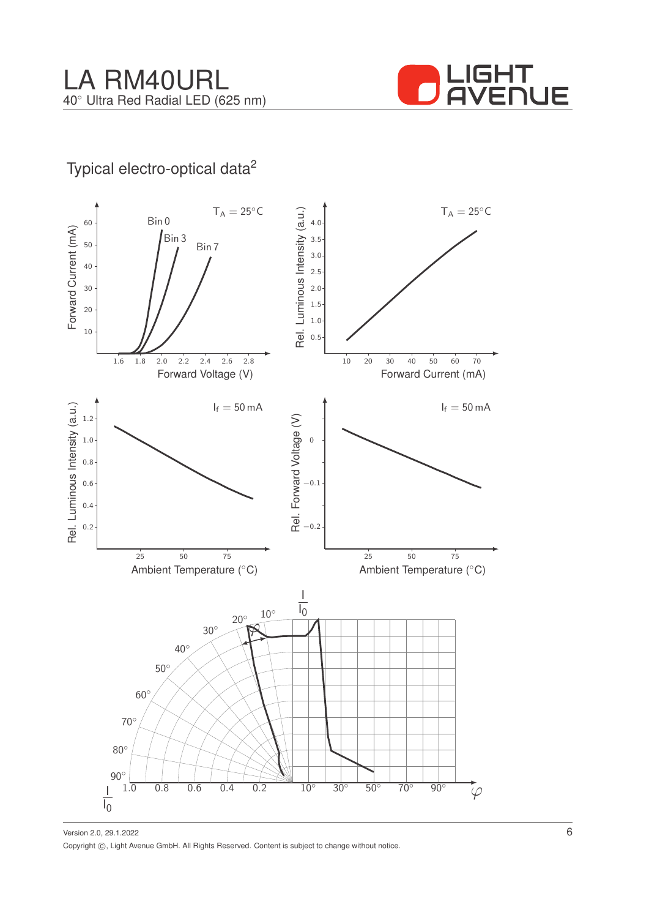# LA RM40URL

40° Ultra Red Radial LED (625 nm)

## Typical electro-optical data[2]

Forward Current (mA) vs. Forward Voltage (V), $T_A = 25°C$: Bin 0, Bin 3, Bin 7

Rel. Luminous Intensity (a.u.) vs. Forward Current (mA), $T_A = 25°C$

Rel. Luminous Intensity (a.u.) vs. Ambient Temperature (°C), $I_f = 50\,mA$

Rel. Forward Voltage (V) vs. Ambient Temperature (°C), $I_f = 50\,mA$

Radiation characteristic: $\frac{I}{I_0}$ vs. $\varphi$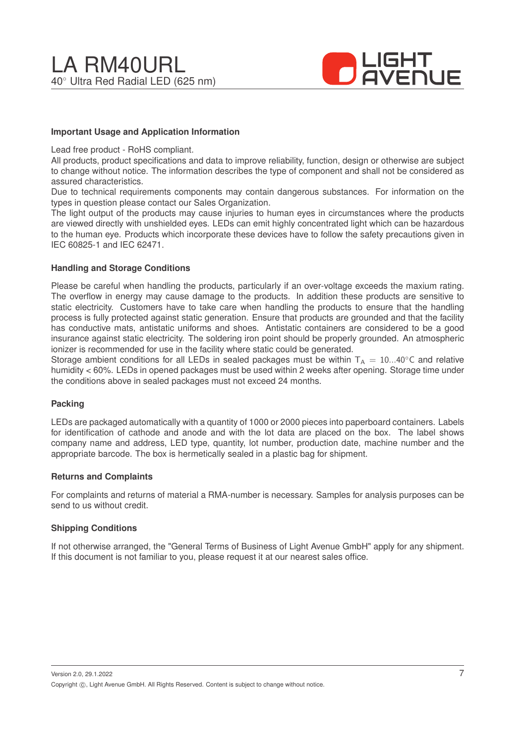#### Important Usage and Application Information

Lead free product - RoHS compliant.
All products, product specifications and data to improve reliability, function, design or otherwise are subject to change without notice. The information describes the type of component and shall not be considered as assured characteristics.
Due to technical requirements components may contain dangerous substances. For information on the types in question please contact our Sales Organization.
The light output of the products may cause injuries to human eyes in circumstances where the products are viewed directly with unshielded eyes. LEDs can emit highly concentrated light which can be hazardous to the human eye. Products which incorporate these devices have to follow the safety precautions given in IEC 60825-1 and IEC 62471.

#### Handling and Storage Conditions

Please be careful when handling the products, particularly if an over-voltage exceeds the maxium rating. The overflow in energy may cause damage to the products. In addition these products are sensitive to static electricity. Customers have to take care when handling the products to ensure that the handling process is fully protected against static generation. Ensure that products are grounded and that the facility has conductive mats, antistatic uniforms and shoes. Antistatic containers are considered to be a good insurance against static electricity. The soldering iron point should be properly grounded. An atmospheric ionizer is recommended for use in the facility where static could be generated.
Storage ambient conditions for all LEDs in sealed packages must be within $T_A = 10...40°C$ and relative humidity < 60%. LEDs in opened packages must be used within 2 weeks after opening. Storage time under the conditions above in sealed packages must not exceed 24 months.

#### Packing

LEDs are packaged automatically with a quantity of 1000 or 2000 pieces into paperboard containers. Labels for identification of cathode and anode and with the lot data are placed on the box. The label shows company name and address, LED type, quantity, lot number, production date, machine number and the appropriate barcode. The box is hermetically sealed in a plastic bag for shipment.

#### Returns and Complaints

For complaints and returns of material a RMA-number is necessary. Samples for analysis purposes can be send to us without credit.

#### Shipping Conditions

If not otherwise arranged, the "General Terms of Business of Light Avenue GmbH" apply for any shipment. If this document is not familiar to you, please request it at our nearest sales office.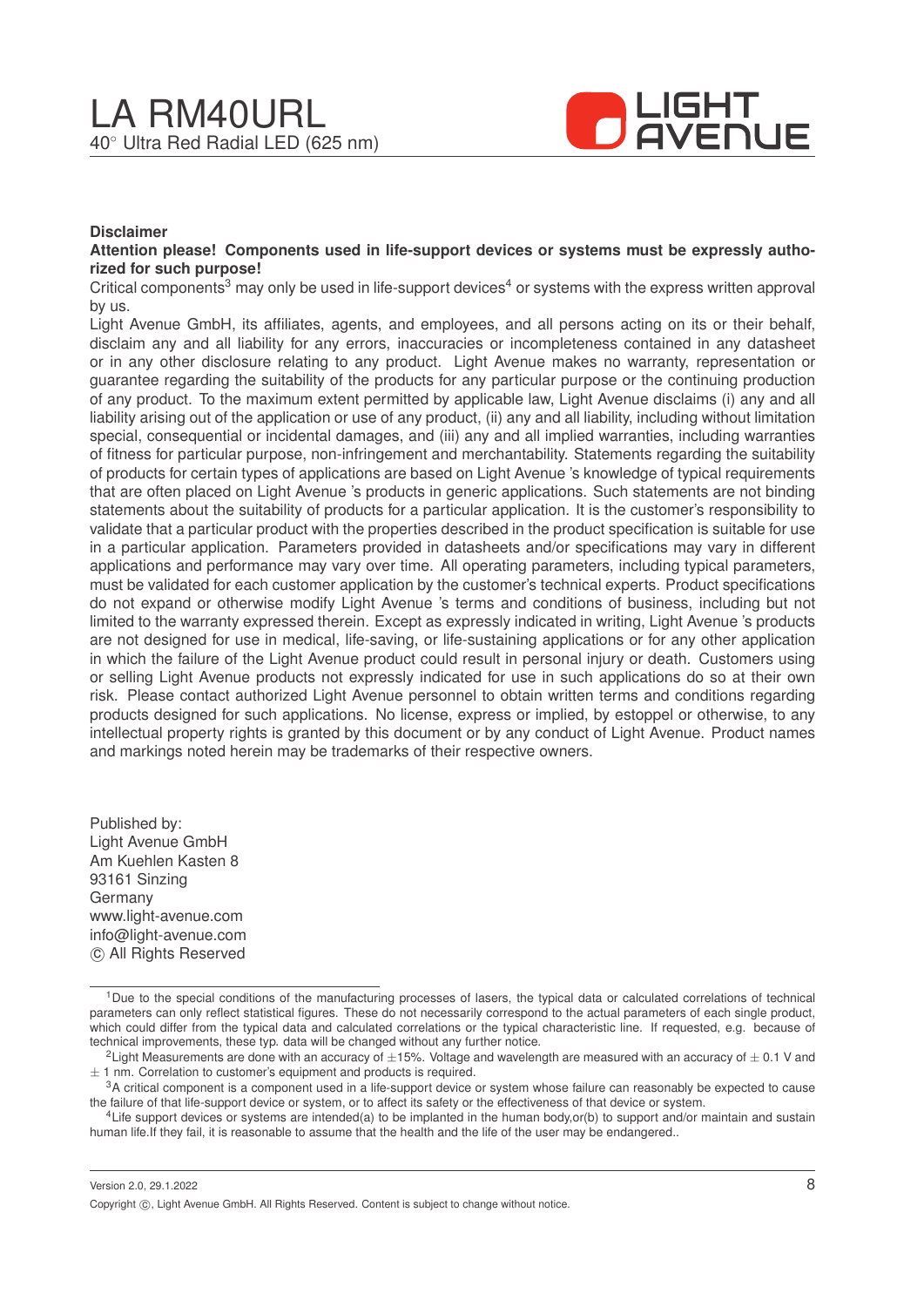**Disclaimer**

**Attention please! Components used in life-support devices or systems must be expressly authorized for such purpose!**

Critical components[3] may only be used in life-support devices[4] or systems with the express written approval by us.

Light Avenue GmbH, its affiliates, agents, and employees, and all persons acting on its or their behalf, disclaim any and all liability for any errors, inaccuracies or incompleteness contained in any datasheet or in any other disclosure relating to any product. Light Avenue makes no warranty, representation or guarantee regarding the suitability of the products for any particular purpose or the continuing production of any product. To the maximum extent permitted by applicable law, Light Avenue disclaims (i) any and all liability arising out of the application or use of any product, (ii) any and all liability, including without limitation special, consequential or incidental damages, and (iii) any and all implied warranties, including warranties of fitness for particular purpose, non-infringement and merchantability. Statements regarding the suitability of products for certain types of applications are based on Light Avenue 's knowledge of typical requirements that are often placed on Light Avenue 's products in generic applications. Such statements are not binding statements about the suitability of products for a particular application. It is the customer's responsibility to validate that a particular product with the properties described in the product specification is suitable for use in a particular application. Parameters provided in datasheets and/or specifications may vary in different applications and performance may vary over time. All operating parameters, including typical parameters, must be validated for each customer application by the customer's technical experts. Product specifications do not expand or otherwise modify Light Avenue 's terms and conditions of business, including but not limited to the warranty expressed therein. Except as expressly indicated in writing, Light Avenue 's products are not designed for use in medical, life-saving, or life-sustaining applications or for any other application in which the failure of the Light Avenue product could result in personal injury or death. Customers using or selling Light Avenue products not expressly indicated for use in such applications do so at their own risk. Please contact authorized Light Avenue personnel to obtain written terms and conditions regarding products designed for such applications. No license, express or implied, by estoppel or otherwise, to any intellectual property rights is granted by this document or by any conduct of Light Avenue. Product names and markings noted herein may be trademarks of their respective owners.

Published by:
Light Avenue GmbH
Am Kuehlen Kasten 8
93161 Sinzing
Germany
www.light-avenue.com
info@light-avenue.com
© All Rights Reserved

[1] Due to the special conditions of the manufacturing processes of lasers, the typical data or calculated correlations of technical parameters can only reflect statistical figures. These do not necessarily correspond to the actual parameters of each single product, which could differ from the typical data and calculated correlations or the typical characteristic line. If requested, e.g. because of technical improvements, these typ. data will be changed without any further notice.

[2] Light Measurements are done with an accuracy of $\pm$15%. Voltage and wavelength are measured with an accuracy of $\pm$ 0.1 V and $\pm$ 1 nm. Correlation to customer's equipment and products is required.

[3] A critical component is a component used in a life-support device or system whose failure can reasonably be expected to cause the failure of that life-support device or system, or to affect its safety or the effectiveness of that device or system.

[4] Life support devices or systems are intended(a) to be implanted in the human body,or(b) to support and/or maintain and sustain human life.If they fail, it is reasonable to assume that the health and the life of the user may be endangered..